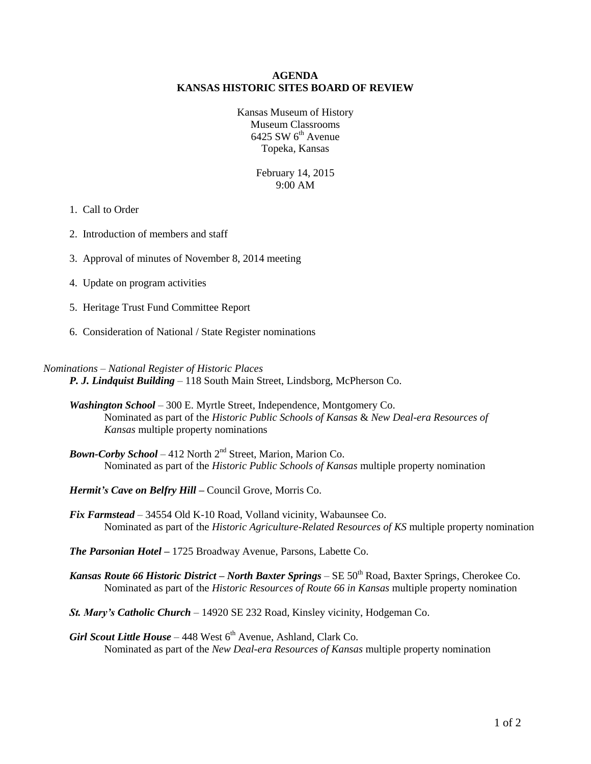**AGENDA**
**KANSAS HISTORIC SITES BOARD OF REVIEW**

Kansas Museum of History
Museum Classrooms
6425 SW 6th Avenue
Topeka, Kansas

February 14, 2015
9:00 AM

1. Call to Order
2. Introduction of members and staff
3. Approval of minutes of November 8, 2014 meeting
4. Update on program activities
5. Heritage Trust Fund Committee Report
6. Consideration of National / State Register nominations

*Nominations – National Register of Historic Places*

***P. J. Lindquist Building*** – 118 South Main Street, Lindsborg, McPherson Co.

***Washington School*** – 300 E. Myrtle Street, Independence, Montgomery Co.
Nominated as part of the *Historic Public Schools of Kansas* & *New Deal-era Resources of Kansas* multiple property nominations

***Bown-Corby School*** – 412 North 2nd Street, Marion, Marion Co.
Nominated as part of the *Historic Public Schools of Kansas* multiple property nomination

***Hermit's Cave on Belfry Hill*** **–** Council Grove, Morris Co.

***Fix Farmstead*** – 34554 Old K-10 Road, Volland vicinity, Wabaunsee Co.
Nominated as part of the *Historic Agriculture-Related Resources of KS* multiple property nomination

***The Parsonian Hotel*** **–** 1725 Broadway Avenue, Parsons, Labette Co.

***Kansas Route 66 Historic District – North Baxter Springs*** – SE 50th Road, Baxter Springs, Cherokee Co.
Nominated as part of the *Historic Resources of Route 66 in Kansas* multiple property nomination

***St. Mary's Catholic Church*** – 14920 SE 232 Road, Kinsley vicinity, Hodgeman Co.

***Girl Scout Little House*** – 448 West 6th Avenue, Ashland, Clark Co.
Nominated as part of the *New Deal-era Resources of Kansas* multiple property nomination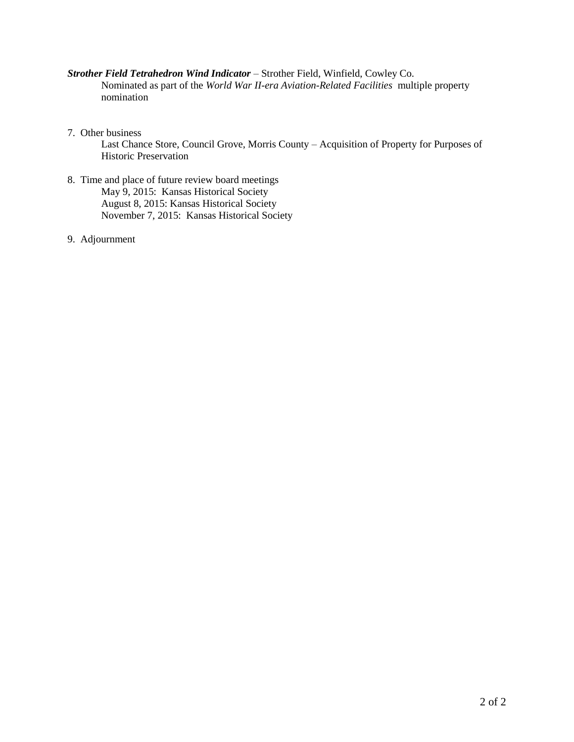***Strother Field Tetrahedron Wind Indicator*** – Strother Field, Winfield, Cowley Co.
Nominated as part of the *World War II-era Aviation-Related Facilities* multiple property nomination

7. Other business
   Last Chance Store, Council Grove, Morris County – Acquisition of Property for Purposes of Historic Preservation

8. Time and place of future review board meetings
   May 9, 2015: Kansas Historical Society
   August 8, 2015: Kansas Historical Society
   November 7, 2015: Kansas Historical Society

9. Adjournment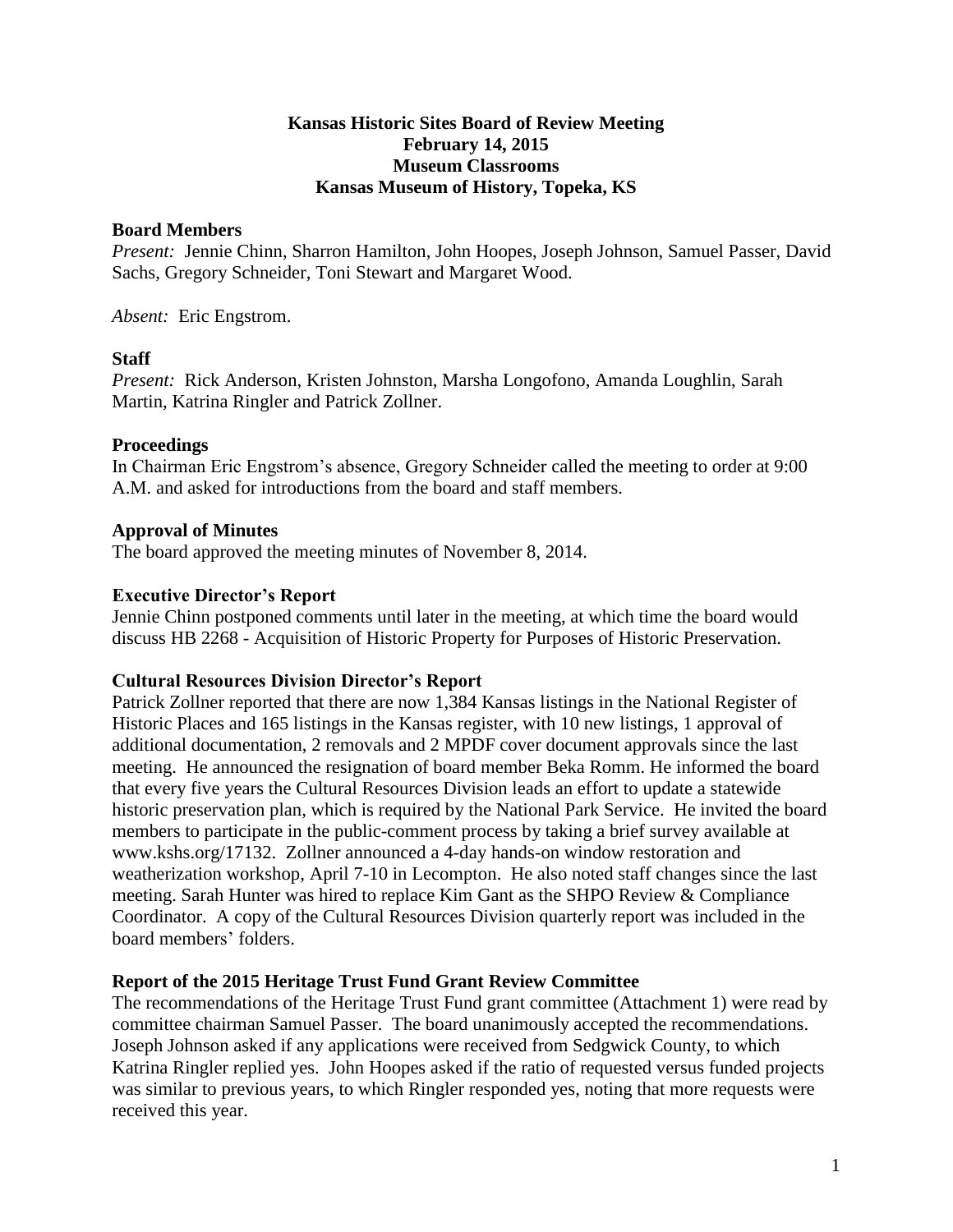**Kansas Historic Sites Board of Review Meeting**
**February 14, 2015**
**Museum Classrooms**
**Kansas Museum of History, Topeka, KS**

**Board Members**

*Present:* Jennie Chinn, Sharron Hamilton, John Hoopes, Joseph Johnson, Samuel Passer, David Sachs, Gregory Schneider, Toni Stewart and Margaret Wood.

*Absent:* Eric Engstrom.

**Staff**

*Present:* Rick Anderson, Kristen Johnston, Marsha Longofono, Amanda Loughlin, Sarah Martin, Katrina Ringler and Patrick Zollner.

**Proceedings**

In Chairman Eric Engstrom's absence, Gregory Schneider called the meeting to order at 9:00 A.M. and asked for introductions from the board and staff members.

**Approval of Minutes**

The board approved the meeting minutes of November 8, 2014.

**Executive Director's Report**

Jennie Chinn postponed comments until later in the meeting, at which time the board would discuss HB 2268 - Acquisition of Historic Property for Purposes of Historic Preservation.

**Cultural Resources Division Director's Report**

Patrick Zollner reported that there are now 1,384 Kansas listings in the National Register of Historic Places and 165 listings in the Kansas register, with 10 new listings, 1 approval of additional documentation, 2 removals and 2 MPDF cover document approvals since the last meeting. He announced the resignation of board member Beka Romm. He informed the board that every five years the Cultural Resources Division leads an effort to update a statewide historic preservation plan, which is required by the National Park Service. He invited the board members to participate in the public-comment process by taking a brief survey available at www.kshs.org/17132. Zollner announced a 4-day hands-on window restoration and weatherization workshop, April 7-10 in Lecompton. He also noted staff changes since the last meeting. Sarah Hunter was hired to replace Kim Gant as the SHPO Review & Compliance Coordinator. A copy of the Cultural Resources Division quarterly report was included in the board members' folders.

**Report of the 2015 Heritage Trust Fund Grant Review Committee**

The recommendations of the Heritage Trust Fund grant committee (Attachment 1) were read by committee chairman Samuel Passer. The board unanimously accepted the recommendations. Joseph Johnson asked if any applications were received from Sedgwick County, to which Katrina Ringler replied yes. John Hoopes asked if the ratio of requested versus funded projects was similar to previous years, to which Ringler responded yes, noting that more requests were received this year.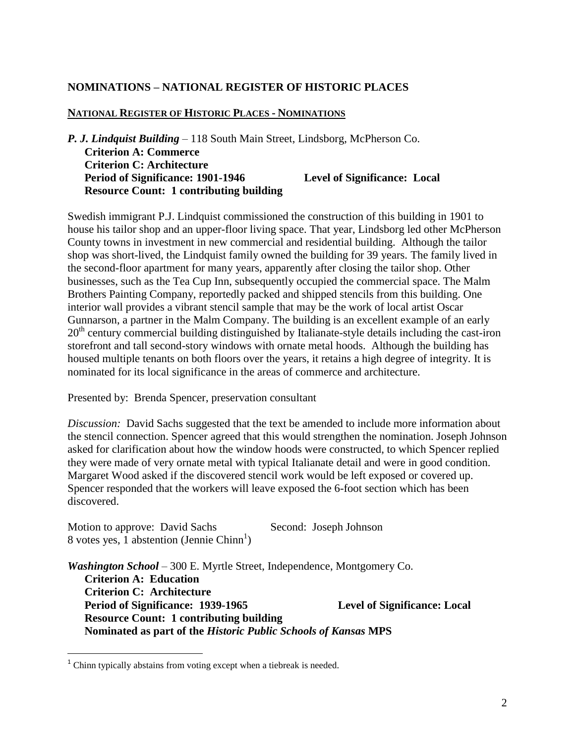## NOMINATIONS – NATIONAL REGISTER OF HISTORIC PLACES

### NATIONAL REGISTER OF HISTORIC PLACES - NOMINATIONS

***P. J. Lindquist Building*** – 118 South Main Street, Lindsborg, McPherson Co.
**Criterion A: Commerce**
**Criterion C: Architecture**
**Period of Significance: 1901-1946** **Level of Significance: Local**
**Resource Count: 1 contributing building**

Swedish immigrant P.J. Lindquist commissioned the construction of this building in 1901 to house his tailor shop and an upper-floor living space. That year, Lindsborg led other McPherson County towns in investment in new commercial and residential building. Although the tailor shop was short-lived, the Lindquist family owned the building for 39 years. The family lived in the second-floor apartment for many years, apparently after closing the tailor shop. Other businesses, such as the Tea Cup Inn, subsequently occupied the commercial space. The Malm Brothers Painting Company, reportedly packed and shipped stencils from this building. One interior wall provides a vibrant stencil sample that may be the work of local artist Oscar Gunnarson, a partner in the Malm Company. The building is an excellent example of an early 20th century commercial building distinguished by Italianate-style details including the cast-iron storefront and tall second-story windows with ornate metal hoods. Although the building has housed multiple tenants on both floors over the years, it retains a high degree of integrity. It is nominated for its local significance in the areas of commerce and architecture.

Presented by: Brenda Spencer, preservation consultant

*Discussion:* David Sachs suggested that the text be amended to include more information about the stencil connection. Spencer agreed that this would strengthen the nomination. Joseph Johnson asked for clarification about how the window hoods were constructed, to which Spencer replied they were made of very ornate metal with typical Italianate detail and were in good condition. Margaret Wood asked if the discovered stencil work would be left exposed or covered up. Spencer responded that the workers will leave exposed the 6-foot section which has been discovered.

Motion to approve: David Sachs Second: Joseph Johnson
8 votes yes, 1 abstention (Jennie Chinn[1])

***Washington School*** – 300 E. Myrtle Street, Independence, Montgomery Co.
**Criterion A: Education**
**Criterion C: Architecture**
**Period of Significance: 1939-1965** **Level of Significance: Local**
**Resource Count: 1 contributing building**
**Nominated as part of the *Historic Public Schools of Kansas* MPS**

---

[1] Chinn typically abstains from voting except when a tiebreak is needed.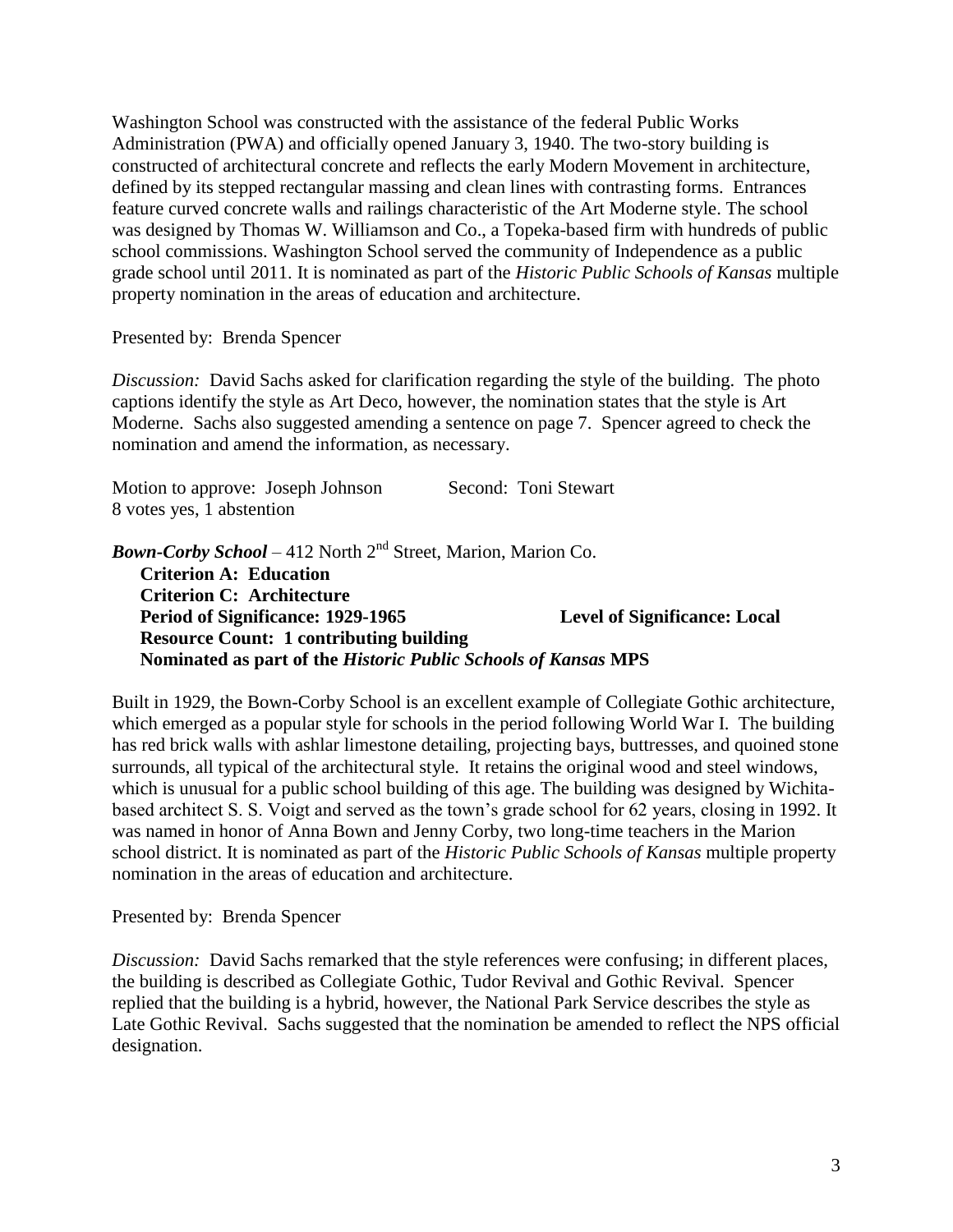Washington School was constructed with the assistance of the federal Public Works Administration (PWA) and officially opened January 3, 1940. The two-story building is constructed of architectural concrete and reflects the early Modern Movement in architecture, defined by its stepped rectangular massing and clean lines with contrasting forms. Entrances feature curved concrete walls and railings characteristic of the Art Moderne style. The school was designed by Thomas W. Williamson and Co., a Topeka-based firm with hundreds of public school commissions. Washington School served the community of Independence as a public grade school until 2011. It is nominated as part of the *Historic Public Schools of Kansas* multiple property nomination in the areas of education and architecture.

Presented by: Brenda Spencer

*Discussion:* David Sachs asked for clarification regarding the style of the building. The photo captions identify the style as Art Deco, however, the nomination states that the style is Art Moderne. Sachs also suggested amending a sentence on page 7. Spencer agreed to check the nomination and amend the information, as necessary.

Motion to approve: Joseph Johnson Second: Toni Stewart
8 votes yes, 1 abstention

***Bown-Corby School*** – 412 North 2nd Street, Marion, Marion Co.

**Criterion A: Education**
**Criterion C: Architecture**
**Period of Significance: 1929-1965** **Level of Significance: Local**
**Resource Count: 1 contributing building**
**Nominated as part of the *Historic Public Schools of Kansas* MPS**

Built in 1929, the Bown-Corby School is an excellent example of Collegiate Gothic architecture, which emerged as a popular style for schools in the period following World War I. The building has red brick walls with ashlar limestone detailing, projecting bays, buttresses, and quoined stone surrounds, all typical of the architectural style. It retains the original wood and steel windows, which is unusual for a public school building of this age. The building was designed by Wichita-based architect S. S. Voigt and served as the town's grade school for 62 years, closing in 1992. It was named in honor of Anna Bown and Jenny Corby, two long-time teachers in the Marion school district. It is nominated as part of the *Historic Public Schools of Kansas* multiple property nomination in the areas of education and architecture.

Presented by: Brenda Spencer

*Discussion:* David Sachs remarked that the style references were confusing; in different places, the building is described as Collegiate Gothic, Tudor Revival and Gothic Revival. Spencer replied that the building is a hybrid, however, the National Park Service describes the style as Late Gothic Revival. Sachs suggested that the nomination be amended to reflect the NPS official designation.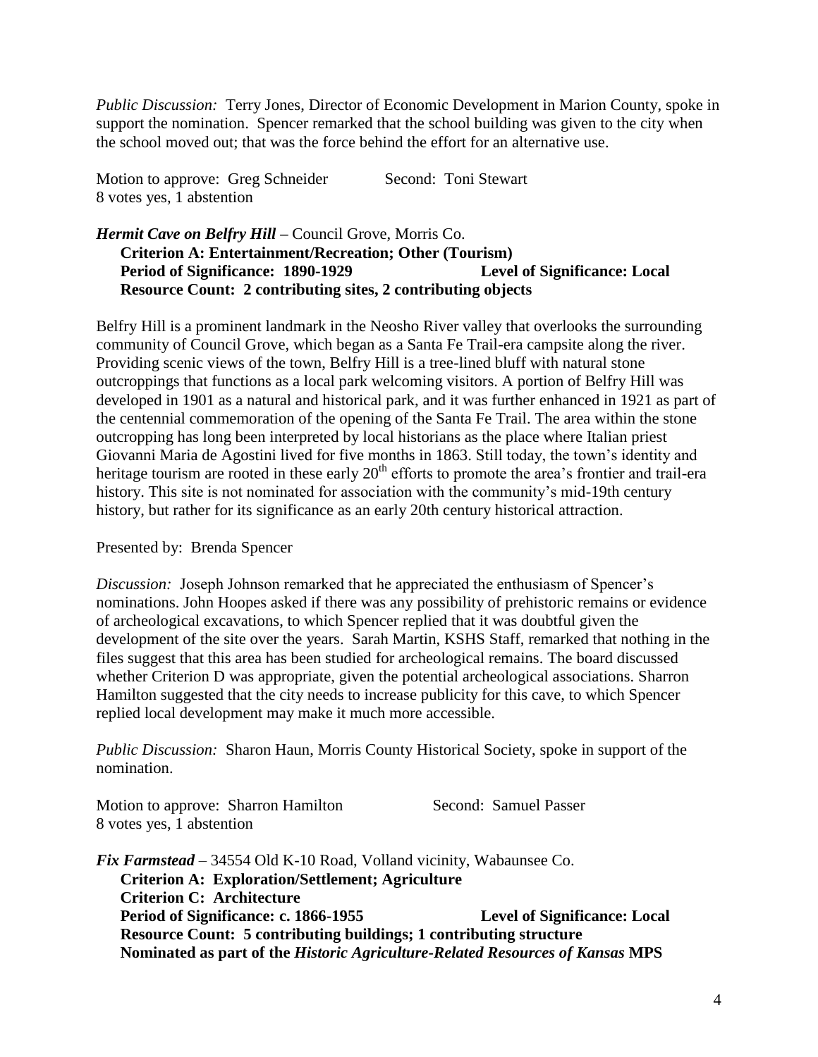*Public Discussion:* Terry Jones, Director of Economic Development in Marion County, spoke in support the nomination. Spencer remarked that the school building was given to the city when the school moved out; that was the force behind the effort for an alternative use.

Motion to approve: Greg Schneider Second: Toni Stewart
8 votes yes, 1 abstention

***Hermit Cave on Belfry Hill*** – Council Grove, Morris Co.
**Criterion A: Entertainment/Recreation; Other (Tourism)**
**Period of Significance: 1890-1929 Level of Significance: Local**
**Resource Count: 2 contributing sites, 2 contributing objects**

Belfry Hill is a prominent landmark in the Neosho River valley that overlooks the surrounding community of Council Grove, which began as a Santa Fe Trail-era campsite along the river. Providing scenic views of the town, Belfry Hill is a tree-lined bluff with natural stone outcroppings that functions as a local park welcoming visitors. A portion of Belfry Hill was developed in 1901 as a natural and historical park, and it was further enhanced in 1921 as part of the centennial commemoration of the opening of the Santa Fe Trail. The area within the stone outcropping has long been interpreted by local historians as the place where Italian priest Giovanni Maria de Agostini lived for five months in 1863. Still today, the town's identity and heritage tourism are rooted in these early 20th efforts to promote the area's frontier and trail-era history. This site is not nominated for association with the community's mid-19th century history, but rather for its significance as an early 20th century historical attraction.

Presented by: Brenda Spencer

*Discussion:* Joseph Johnson remarked that he appreciated the enthusiasm of Spencer's nominations. John Hoopes asked if there was any possibility of prehistoric remains or evidence of archeological excavations, to which Spencer replied that it was doubtful given the development of the site over the years. Sarah Martin, KSHS Staff, remarked that nothing in the files suggest that this area has been studied for archeological remains. The board discussed whether Criterion D was appropriate, given the potential archeological associations. Sharron Hamilton suggested that the city needs to increase publicity for this cave, to which Spencer replied local development may make it much more accessible.

*Public Discussion:* Sharon Haun, Morris County Historical Society, spoke in support of the nomination.

Motion to approve: Sharron Hamilton Second: Samuel Passer
8 votes yes, 1 abstention

***Fix Farmstead*** – 34554 Old K-10 Road, Volland vicinity, Wabaunsee Co.
**Criterion A: Exploration/Settlement; Agriculture**
**Criterion C: Architecture**
**Period of Significance: c. 1866-1955 Level of Significance: Local**
**Resource Count: 5 contributing buildings; 1 contributing structure**
**Nominated as part of the *Historic Agriculture-Related Resources of Kansas* MPS**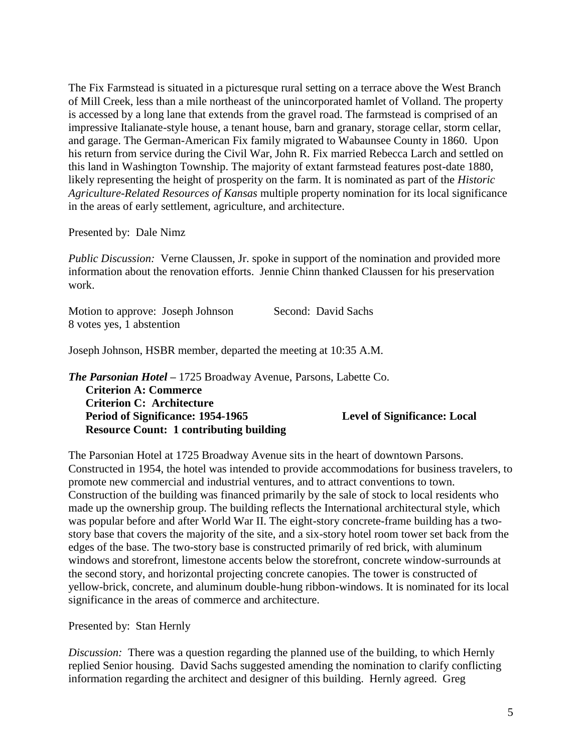The Fix Farmstead is situated in a picturesque rural setting on a terrace above the West Branch of Mill Creek, less than a mile northeast of the unincorporated hamlet of Volland. The property is accessed by a long lane that extends from the gravel road. The farmstead is comprised of an impressive Italianate-style house, a tenant house, barn and granary, storage cellar, storm cellar, and garage. The German-American Fix family migrated to Wabaunsee County in 1860. Upon his return from service during the Civil War, John R. Fix married Rebecca Larch and settled on this land in Washington Township. The majority of extant farmstead features post-date 1880, likely representing the height of prosperity on the farm. It is nominated as part of the *Historic Agriculture-Related Resources of Kansas* multiple property nomination for its local significance in the areas of early settlement, agriculture, and architecture.

Presented by: Dale Nimz

*Public Discussion:* Verne Claussen, Jr. spoke in support of the nomination and provided more information about the renovation efforts. Jennie Chinn thanked Claussen for his preservation work.

Motion to approve: Joseph Johnson Second: David Sachs
8 votes yes, 1 abstention

Joseph Johnson, HSBR member, departed the meeting at 10:35 A.M.

***The Parsonian Hotel*** **–** 1725 Broadway Avenue, Parsons, Labette Co.

**Criterion A: Commerce**
**Criterion C: Architecture**
**Period of Significance: 1954-1965** **Level of Significance: Local**
**Resource Count: 1 contributing building**

The Parsonian Hotel at 1725 Broadway Avenue sits in the heart of downtown Parsons. Constructed in 1954, the hotel was intended to provide accommodations for business travelers, to promote new commercial and industrial ventures, and to attract conventions to town. Construction of the building was financed primarily by the sale of stock to local residents who made up the ownership group. The building reflects the International architectural style, which was popular before and after World War II. The eight-story concrete-frame building has a two-story base that covers the majority of the site, and a six-story hotel room tower set back from the edges of the base. The two-story base is constructed primarily of red brick, with aluminum windows and storefront, limestone accents below the storefront, concrete window-surrounds at the second story, and horizontal projecting concrete canopies. The tower is constructed of yellow-brick, concrete, and aluminum double-hung ribbon-windows. It is nominated for its local significance in the areas of commerce and architecture.

Presented by: Stan Hernly

*Discussion:* There was a question regarding the planned use of the building, to which Hernly replied Senior housing. David Sachs suggested amending the nomination to clarify conflicting information regarding the architect and designer of this building. Hernly agreed. Greg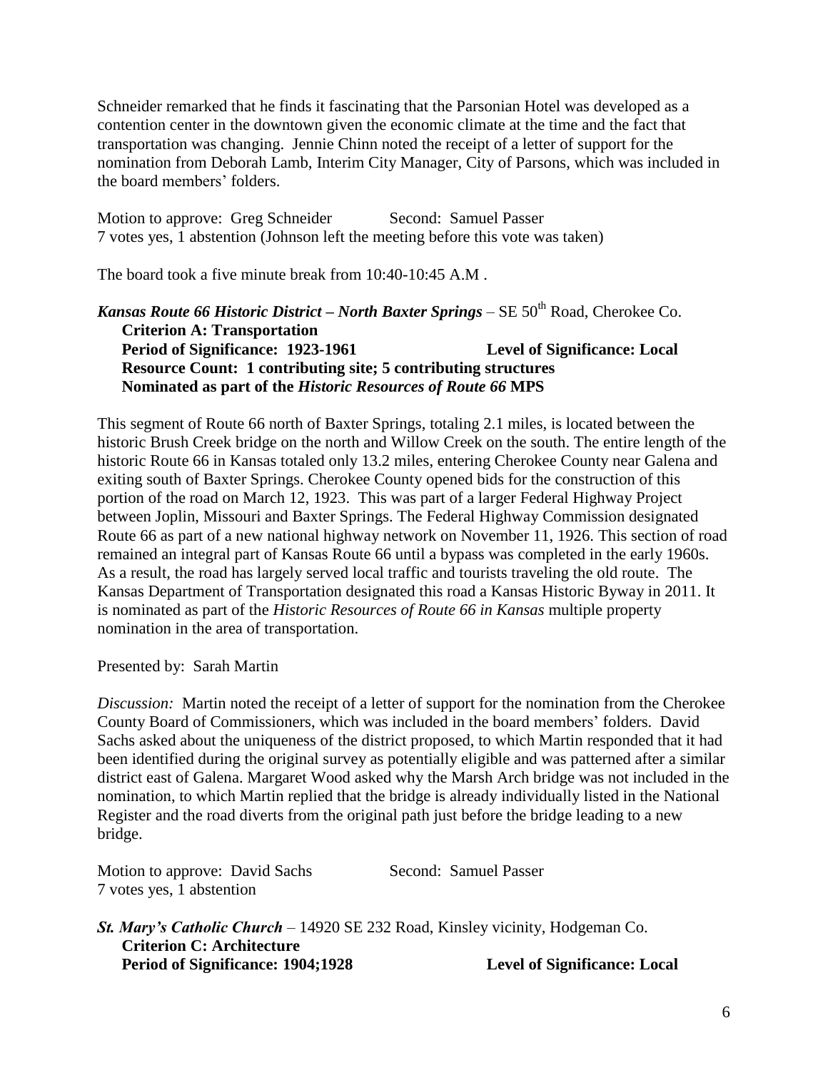Schneider remarked that he finds it fascinating that the Parsonian Hotel was developed as a contention center in the downtown given the economic climate at the time and the fact that transportation was changing. Jennie Chinn noted the receipt of a letter of support for the nomination from Deborah Lamb, Interim City Manager, City of Parsons, which was included in the board members' folders.

Motion to approve: Greg Schneider Second: Samuel Passer
7 votes yes, 1 abstention (Johnson left the meeting before this vote was taken)

The board took a five minute break from 10:40-10:45 A.M .

***Kansas Route 66 Historic District – North Baxter Springs*** – SE 50th Road, Cherokee Co.
**Criterion A: Transportation**
**Period of Significance: 1923-1961** **Level of Significance: Local**
**Resource Count: 1 contributing site; 5 contributing structures**
**Nominated as part of the *Historic Resources of Route 66* MPS**

This segment of Route 66 north of Baxter Springs, totaling 2.1 miles, is located between the historic Brush Creek bridge on the north and Willow Creek on the south. The entire length of the historic Route 66 in Kansas totaled only 13.2 miles, entering Cherokee County near Galena and exiting south of Baxter Springs. Cherokee County opened bids for the construction of this portion of the road on March 12, 1923. This was part of a larger Federal Highway Project between Joplin, Missouri and Baxter Springs. The Federal Highway Commission designated Route 66 as part of a new national highway network on November 11, 1926. This section of road remained an integral part of Kansas Route 66 until a bypass was completed in the early 1960s. As a result, the road has largely served local traffic and tourists traveling the old route. The Kansas Department of Transportation designated this road a Kansas Historic Byway in 2011. It is nominated as part of the *Historic Resources of Route 66 in Kansas* multiple property nomination in the area of transportation.

Presented by: Sarah Martin

*Discussion:* Martin noted the receipt of a letter of support for the nomination from the Cherokee County Board of Commissioners, which was included in the board members' folders. David Sachs asked about the uniqueness of the district proposed, to which Martin responded that it had been identified during the original survey as potentially eligible and was patterned after a similar district east of Galena. Margaret Wood asked why the Marsh Arch bridge was not included in the nomination, to which Martin replied that the bridge is already individually listed in the National Register and the road diverts from the original path just before the bridge leading to a new bridge.

Motion to approve: David Sachs Second: Samuel Passer
7 votes yes, 1 abstention

***St. Mary's Catholic Church*** – 14920 SE 232 Road, Kinsley vicinity, Hodgeman Co.
**Criterion C: Architecture**
**Period of Significance: 1904;1928** **Level of Significance: Local**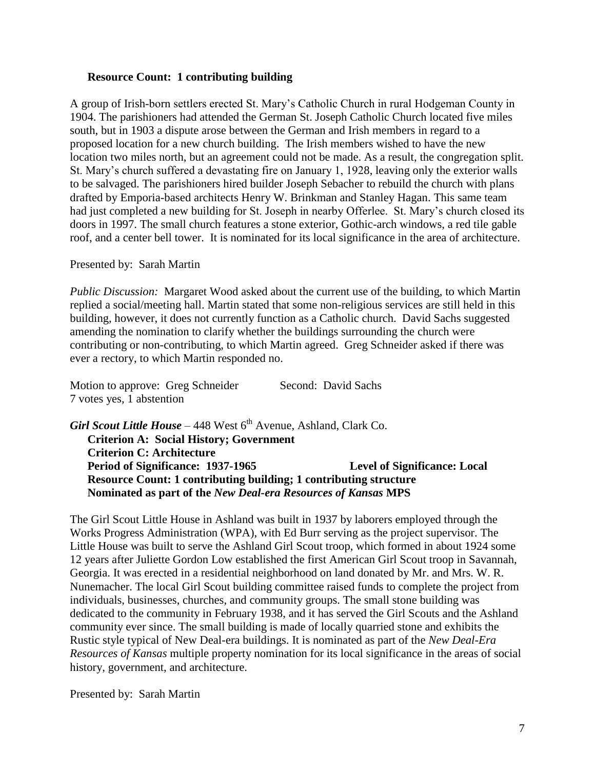**Resource Count: 1 contributing building**

A group of Irish-born settlers erected St. Mary's Catholic Church in rural Hodgeman County in 1904. The parishioners had attended the German St. Joseph Catholic Church located five miles south, but in 1903 a dispute arose between the German and Irish members in regard to a proposed location for a new church building. The Irish members wished to have the new location two miles north, but an agreement could not be made. As a result, the congregation split. St. Mary's church suffered a devastating fire on January 1, 1928, leaving only the exterior walls to be salvaged. The parishioners hired builder Joseph Sebacher to rebuild the church with plans drafted by Emporia-based architects Henry W. Brinkman and Stanley Hagan. This same team had just completed a new building for St. Joseph in nearby Offerlee. St. Mary's church closed its doors in 1997. The small church features a stone exterior, Gothic-arch windows, a red tile gable roof, and a center bell tower. It is nominated for its local significance in the area of architecture.

Presented by: Sarah Martin

*Public Discussion:* Margaret Wood asked about the current use of the building, to which Martin replied a social/meeting hall. Martin stated that some non-religious services are still held in this building, however, it does not currently function as a Catholic church. David Sachs suggested amending the nomination to clarify whether the buildings surrounding the church were contributing or non-contributing, to which Martin agreed. Greg Schneider asked if there was ever a rectory, to which Martin responded no.

Motion to approve: Greg Schneider Second: David Sachs
7 votes yes, 1 abstention

***Girl Scout Little House*** – 448 West 6th Avenue, Ashland, Clark Co.

**Criterion A: Social History; Government**
**Criterion C: Architecture**
**Period of Significance: 1937-1965** **Level of Significance: Local**
**Resource Count: 1 contributing building; 1 contributing structure**
**Nominated as part of the *New Deal-era Resources of Kansas* MPS**

The Girl Scout Little House in Ashland was built in 1937 by laborers employed through the Works Progress Administration (WPA), with Ed Burr serving as the project supervisor. The Little House was built to serve the Ashland Girl Scout troop, which formed in about 1924 some 12 years after Juliette Gordon Low established the first American Girl Scout troop in Savannah, Georgia. It was erected in a residential neighborhood on land donated by Mr. and Mrs. W. R. Nunemacher. The local Girl Scout building committee raised funds to complete the project from individuals, businesses, churches, and community groups. The small stone building was dedicated to the community in February 1938, and it has served the Girl Scouts and the Ashland community ever since. The small building is made of locally quarried stone and exhibits the Rustic style typical of New Deal-era buildings. It is nominated as part of the *New Deal-Era Resources of Kansas* multiple property nomination for its local significance in the areas of social history, government, and architecture.

Presented by: Sarah Martin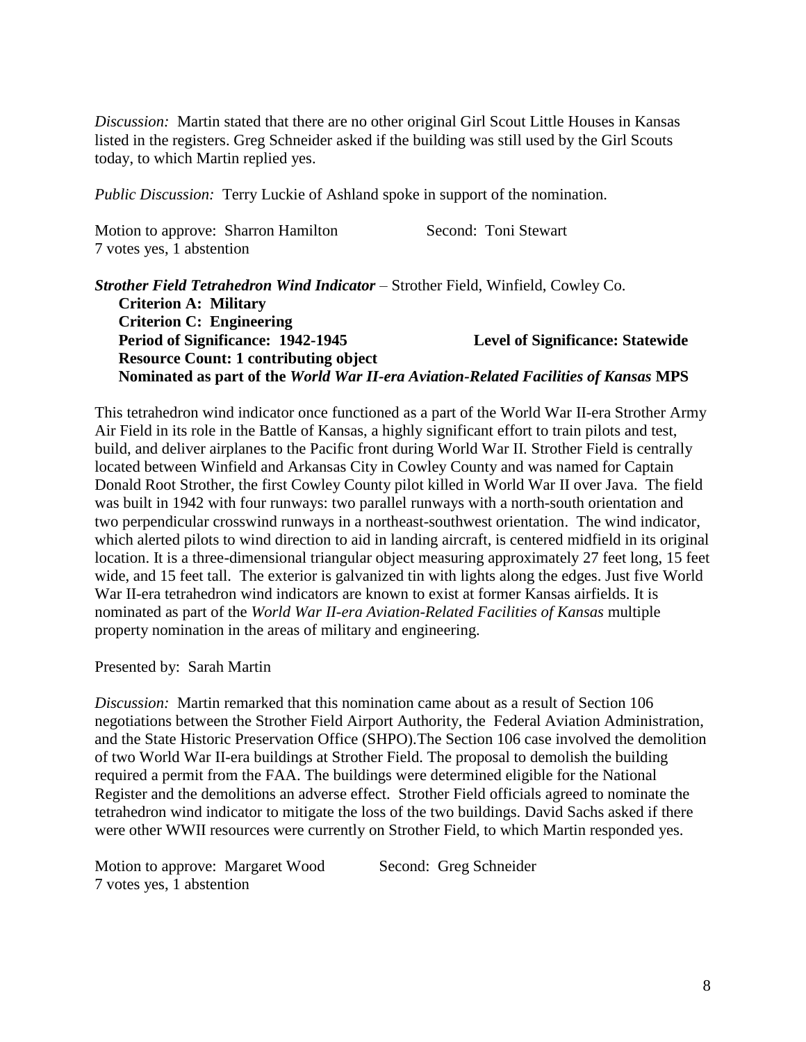*Discussion:* Martin stated that there are no other original Girl Scout Little Houses in Kansas listed in the registers. Greg Schneider asked if the building was still used by the Girl Scouts today, to which Martin replied yes.

*Public Discussion:* Terry Luckie of Ashland spoke in support of the nomination.

Motion to approve: Sharron Hamilton Second: Toni Stewart
7 votes yes, 1 abstention

***Strother Field Tetrahedron Wind Indicator*** – Strother Field, Winfield, Cowley Co.

**Criterion A: Military**
**Criterion C: Engineering**
**Period of Significance: 1942-1945** **Level of Significance: Statewide**
**Resource Count: 1 contributing object**
**Nominated as part of the *World War II-era Aviation-Related Facilities of Kansas* MPS**

This tetrahedron wind indicator once functioned as a part of the World War II-era Strother Army Air Field in its role in the Battle of Kansas, a highly significant effort to train pilots and test, build, and deliver airplanes to the Pacific front during World War II. Strother Field is centrally located between Winfield and Arkansas City in Cowley County and was named for Captain Donald Root Strother, the first Cowley County pilot killed in World War II over Java. The field was built in 1942 with four runways: two parallel runways with a north-south orientation and two perpendicular crosswind runways in a northeast-southwest orientation. The wind indicator, which alerted pilots to wind direction to aid in landing aircraft, is centered midfield in its original location. It is a three-dimensional triangular object measuring approximately 27 feet long, 15 feet wide, and 15 feet tall. The exterior is galvanized tin with lights along the edges. Just five World War II-era tetrahedron wind indicators are known to exist at former Kansas airfields. It is nominated as part of the *World War II-era Aviation-Related Facilities of Kansas* multiple property nomination in the areas of military and engineering.

Presented by: Sarah Martin

*Discussion:* Martin remarked that this nomination came about as a result of Section 106 negotiations between the Strother Field Airport Authority, the Federal Aviation Administration, and the State Historic Preservation Office (SHPO).The Section 106 case involved the demolition of two World War II-era buildings at Strother Field. The proposal to demolish the building required a permit from the FAA. The buildings were determined eligible for the National Register and the demolitions an adverse effect. Strother Field officials agreed to nominate the tetrahedron wind indicator to mitigate the loss of the two buildings. David Sachs asked if there were other WWII resources were currently on Strother Field, to which Martin responded yes.

Motion to approve: Margaret Wood Second: Greg Schneider
7 votes yes, 1 abstention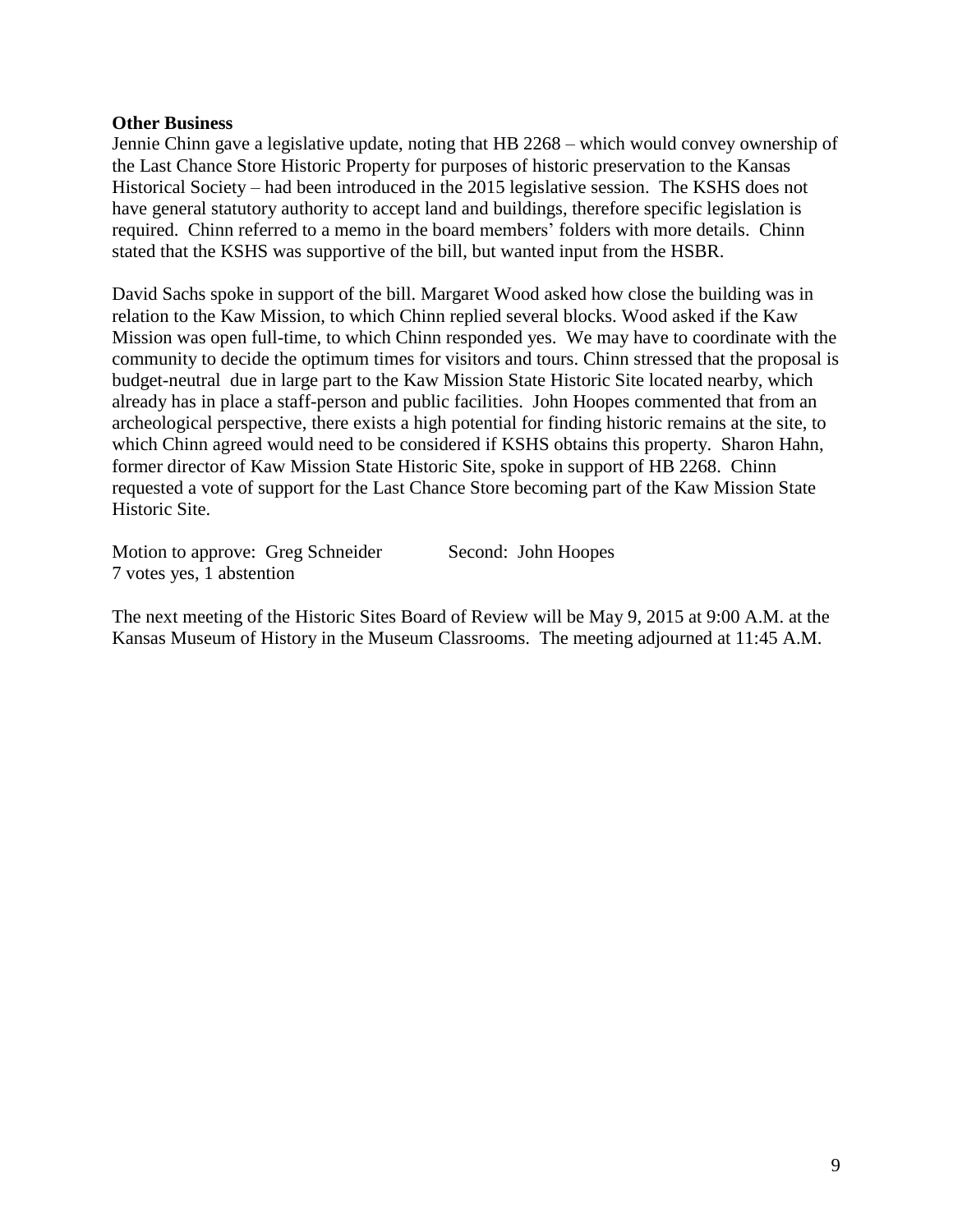**Other Business**

Jennie Chinn gave a legislative update, noting that HB 2268 – which would convey ownership of the Last Chance Store Historic Property for purposes of historic preservation to the Kansas Historical Society – had been introduced in the 2015 legislative session. The KSHS does not have general statutory authority to accept land and buildings, therefore specific legislation is required. Chinn referred to a memo in the board members' folders with more details. Chinn stated that the KSHS was supportive of the bill, but wanted input from the HSBR.

David Sachs spoke in support of the bill. Margaret Wood asked how close the building was in relation to the Kaw Mission, to which Chinn replied several blocks. Wood asked if the Kaw Mission was open full-time, to which Chinn responded yes. We may have to coordinate with the community to decide the optimum times for visitors and tours. Chinn stressed that the proposal is budget-neutral due in large part to the Kaw Mission State Historic Site located nearby, which already has in place a staff-person and public facilities. John Hoopes commented that from an archeological perspective, there exists a high potential for finding historic remains at the site, to which Chinn agreed would need to be considered if KSHS obtains this property. Sharon Hahn, former director of Kaw Mission State Historic Site, spoke in support of HB 2268. Chinn requested a vote of support for the Last Chance Store becoming part of the Kaw Mission State Historic Site.

Motion to approve: Greg Schneider Second: John Hoopes
7 votes yes, 1 abstention

The next meeting of the Historic Sites Board of Review will be May 9, 2015 at 9:00 A.M. at the Kansas Museum of History in the Museum Classrooms. The meeting adjourned at 11:45 A.M.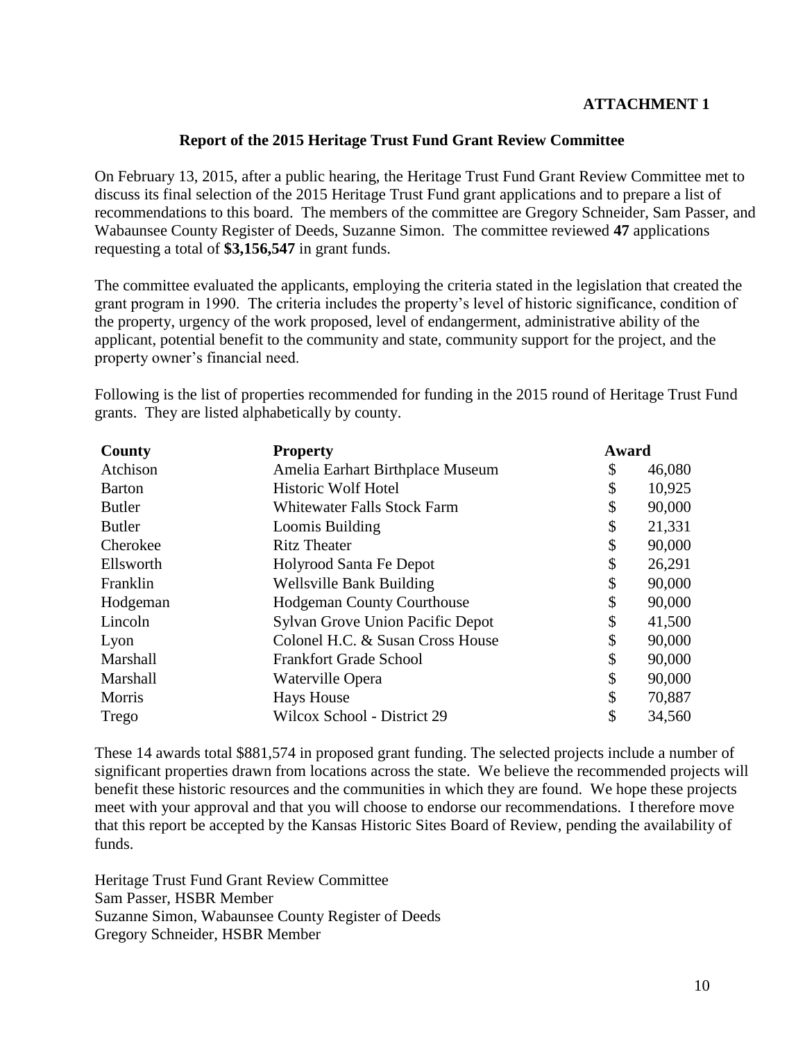**ATTACHMENT 1**

## Report of the 2015 Heritage Trust Fund Grant Review Committee

On February 13, 2015, after a public hearing, the Heritage Trust Fund Grant Review Committee met to discuss its final selection of the 2015 Heritage Trust Fund grant applications and to prepare a list of recommendations to this board. The members of the committee are Gregory Schneider, Sam Passer, and Wabaunsee County Register of Deeds, Suzanne Simon. The committee reviewed **47** applications requesting a total of **$3,156,547** in grant funds.

The committee evaluated the applicants, employing the criteria stated in the legislation that created the grant program in 1990. The criteria includes the property's level of historic significance, condition of the property, urgency of the work proposed, level of endangerment, administrative ability of the applicant, potential benefit to the community and state, community support for the project, and the property owner's financial need.

Following is the list of properties recommended for funding in the 2015 round of Heritage Trust Fund grants. They are listed alphabetically by county.

| County | Property | Award |
|---|---|---|
| Atchison | Amelia Earhart Birthplace Museum | $ 46,080 |
| Barton | Historic Wolf Hotel | $ 10,925 |
| Butler | Whitewater Falls Stock Farm | $ 90,000 |
| Butler | Loomis Building | $ 21,331 |
| Cherokee | Ritz Theater | $ 90,000 |
| Ellsworth | Holyrood Santa Fe Depot | $ 26,291 |
| Franklin | Wellsville Bank Building | $ 90,000 |
| Hodgeman | Hodgeman County Courthouse | $ 90,000 |
| Lincoln | Sylvan Grove Union Pacific Depot | $ 41,500 |
| Lyon | Colonel H.C. & Susan Cross House | $ 90,000 |
| Marshall | Frankfort Grade School | $ 90,000 |
| Marshall | Waterville Opera | $ 90,000 |
| Morris | Hays House | $ 70,887 |
| Trego | Wilcox School - District 29 | $ 34,560 |

These 14 awards total $881,574 in proposed grant funding. The selected projects include a number of significant properties drawn from locations across the state. We believe the recommended projects will benefit these historic resources and the communities in which they are found. We hope these projects meet with your approval and that you will choose to endorse our recommendations. I therefore move that this report be accepted by the Kansas Historic Sites Board of Review, pending the availability of funds.

Heritage Trust Fund Grant Review Committee
Sam Passer, HSBR Member
Suzanne Simon, Wabaunsee County Register of Deeds
Gregory Schneider, HSBR Member